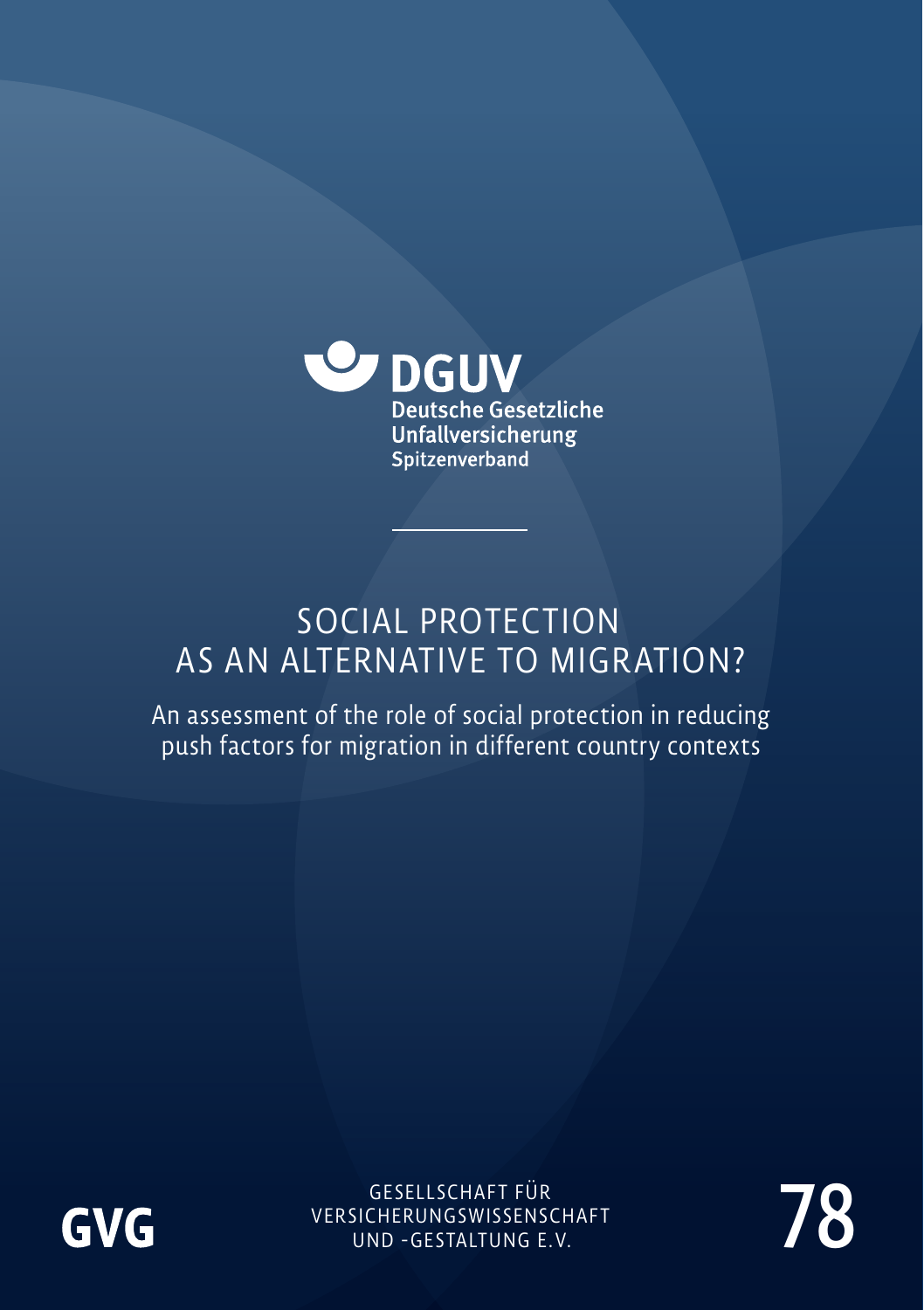DGUV
Deutsche Gesetzliche
Unfallversicherung
Spitzenverband

# SOCIAL PROTECTION AS AN ALTERNATIVE TO MIGRATION?

An assessment of the role of social protection in reducing push factors for migration in different country contexts

GVG

GESELLSCHAFT FÜR
VERSICHERUNGSWISSENSCHAFT
UND -GESTALTUNG E.V.

78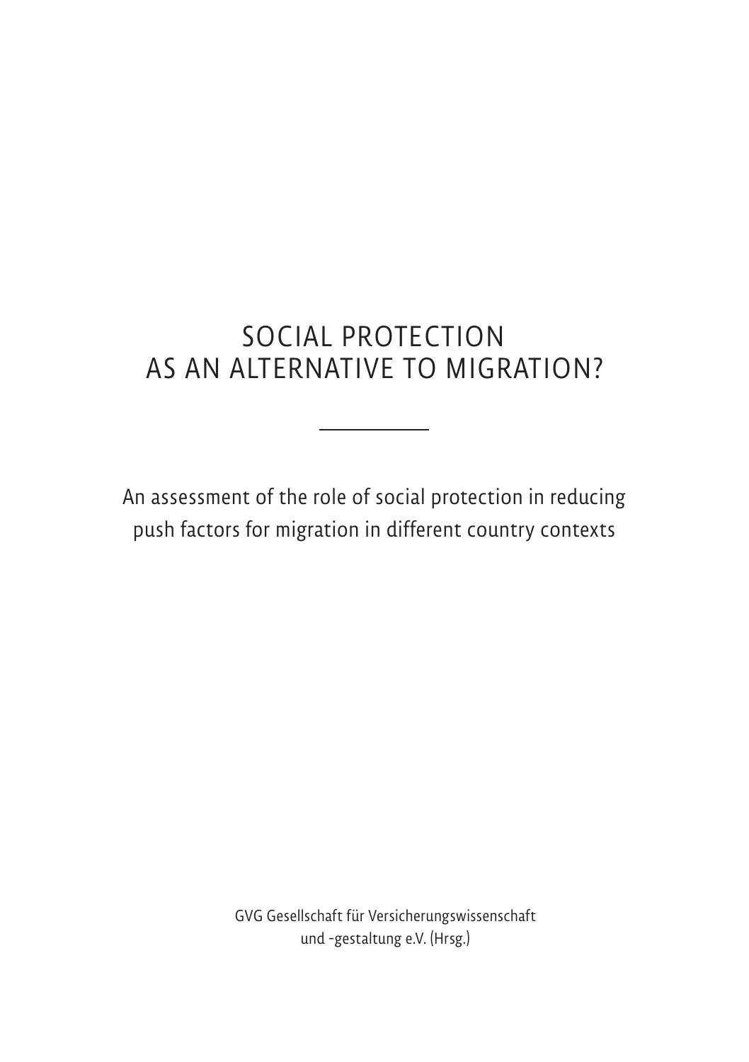# SOCIAL PROTECTION AS AN ALTERNATIVE TO MIGRATION?

An assessment of the role of social protection in reducing push factors for migration in different country contexts

GVG Gesellschaft für Versicherungswissenschaft und -gestaltung e.V. (Hrsg.)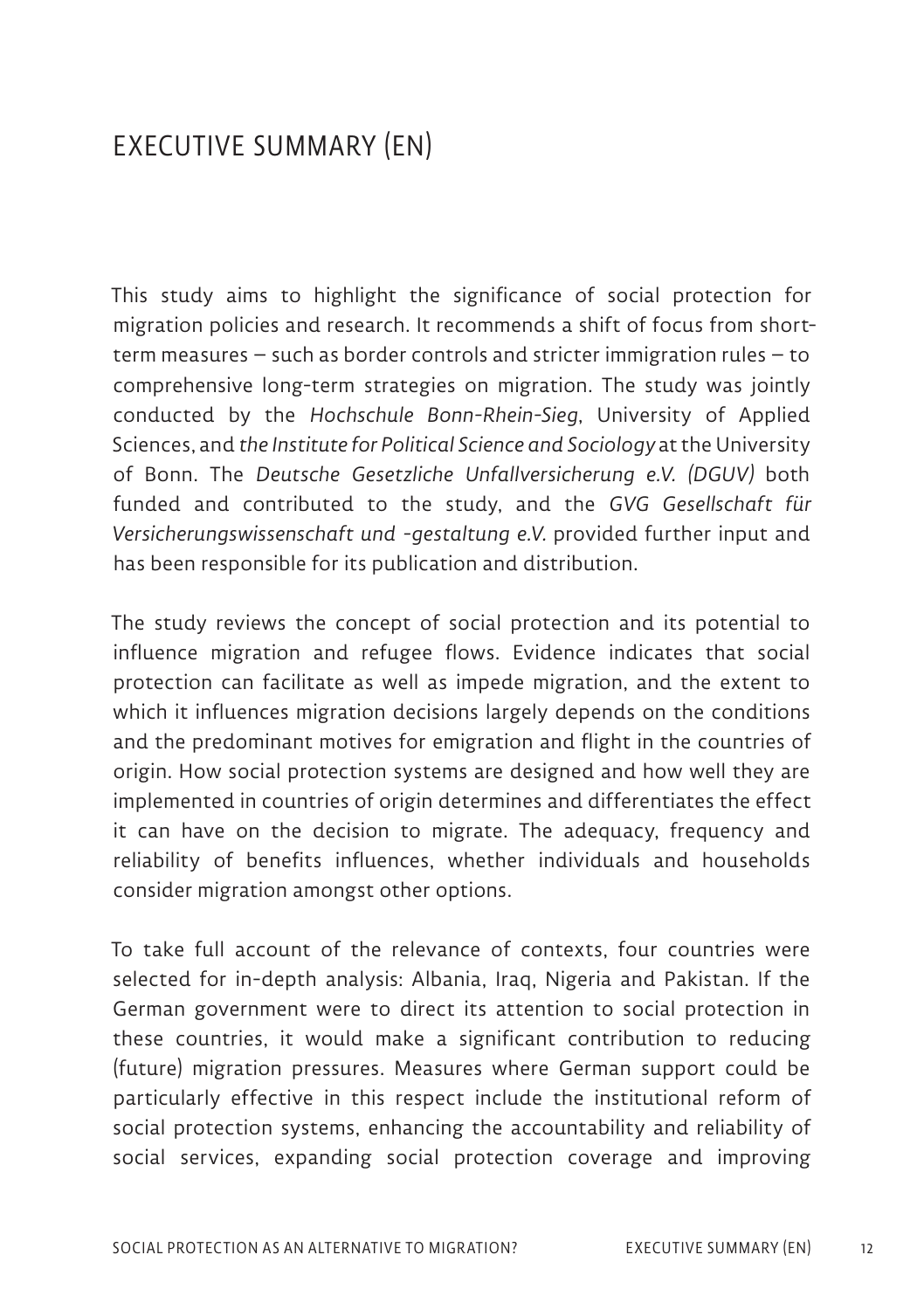# EXECUTIVE SUMMARY (EN)

This study aims to highlight the significance of social protection for migration policies and research. It recommends a shift of focus from short-term measures – such as border controls and stricter immigration rules – to comprehensive long-term strategies on migration. The study was jointly conducted by the *Hochschule Bonn-Rhein-Sieg*, University of Applied Sciences, and *the Institute for Political Science and Sociology* at the University of Bonn. The *Deutsche Gesetzliche Unfallversicherung e.V. (DGUV)* both funded and contributed to the study, and the *GVG Gesellschaft für Versicherungswissenschaft und -gestaltung e.V.* provided further input and has been responsible for its publication and distribution.

The study reviews the concept of social protection and its potential to influence migration and refugee flows. Evidence indicates that social protection can facilitate as well as impede migration, and the extent to which it influences migration decisions largely depends on the conditions and the predominant motives for emigration and flight in the countries of origin. How social protection systems are designed and how well they are implemented in countries of origin determines and differentiates the effect it can have on the decision to migrate. The adequacy, frequency and reliability of benefits influences, whether individuals and households consider migration amongst other options.

To take full account of the relevance of contexts, four countries were selected for in-depth analysis: Albania, Iraq, Nigeria and Pakistan. If the German government were to direct its attention to social protection in these countries, it would make a significant contribution to reducing (future) migration pressures. Measures where German support could be particularly effective in this respect include the institutional reform of social protection systems, enhancing the accountability and reliability of social services, expanding social protection coverage and improving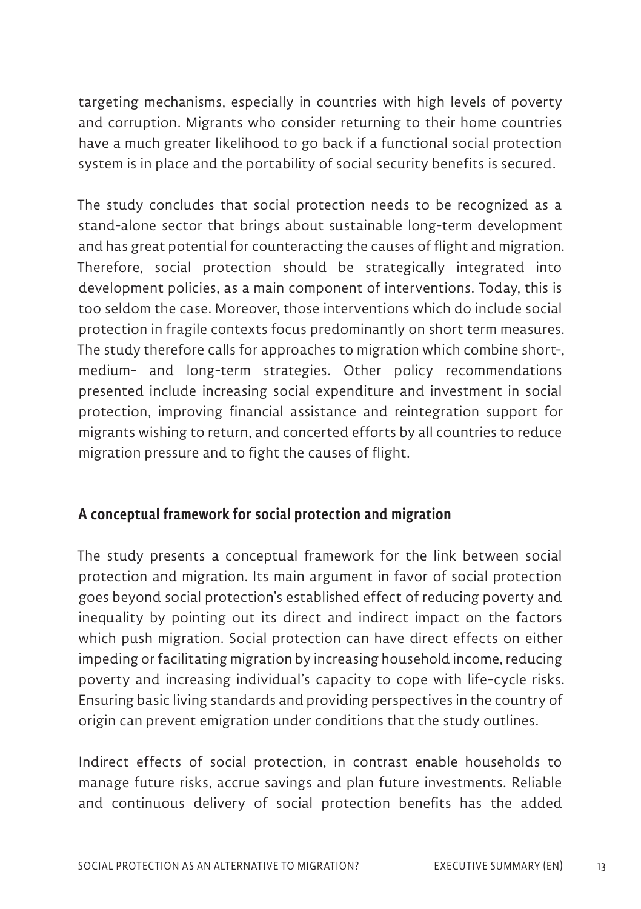targeting mechanisms, especially in countries with high levels of poverty and corruption. Migrants who consider returning to their home countries have a much greater likelihood to go back if a functional social protection system is in place and the portability of social security benefits is secured.

The study concludes that social protection needs to be recognized as a stand-alone sector that brings about sustainable long-term development and has great potential for counteracting the causes of flight and migration. Therefore, social protection should be strategically integrated into development policies, as a main component of interventions. Today, this is too seldom the case. Moreover, those interventions which do include social protection in fragile contexts focus predominantly on short term measures. The study therefore calls for approaches to migration which combine short-, medium- and long-term strategies. Other policy recommendations presented include increasing social expenditure and investment in social protection, improving financial assistance and reintegration support for migrants wishing to return, and concerted efforts by all countries to reduce migration pressure and to fight the causes of flight.

## A conceptual framework for social protection and migration

The study presents a conceptual framework for the link between social protection and migration. Its main argument in favor of social protection goes beyond social protection's established effect of reducing poverty and inequality by pointing out its direct and indirect impact on the factors which push migration. Social protection can have direct effects on either impeding or facilitating migration by increasing household income, reducing poverty and increasing individual's capacity to cope with life-cycle risks. Ensuring basic living standards and providing perspectives in the country of origin can prevent emigration under conditions that the study outlines.

Indirect effects of social protection, in contrast enable households to manage future risks, accrue savings and plan future investments. Reliable and continuous delivery of social protection benefits has the added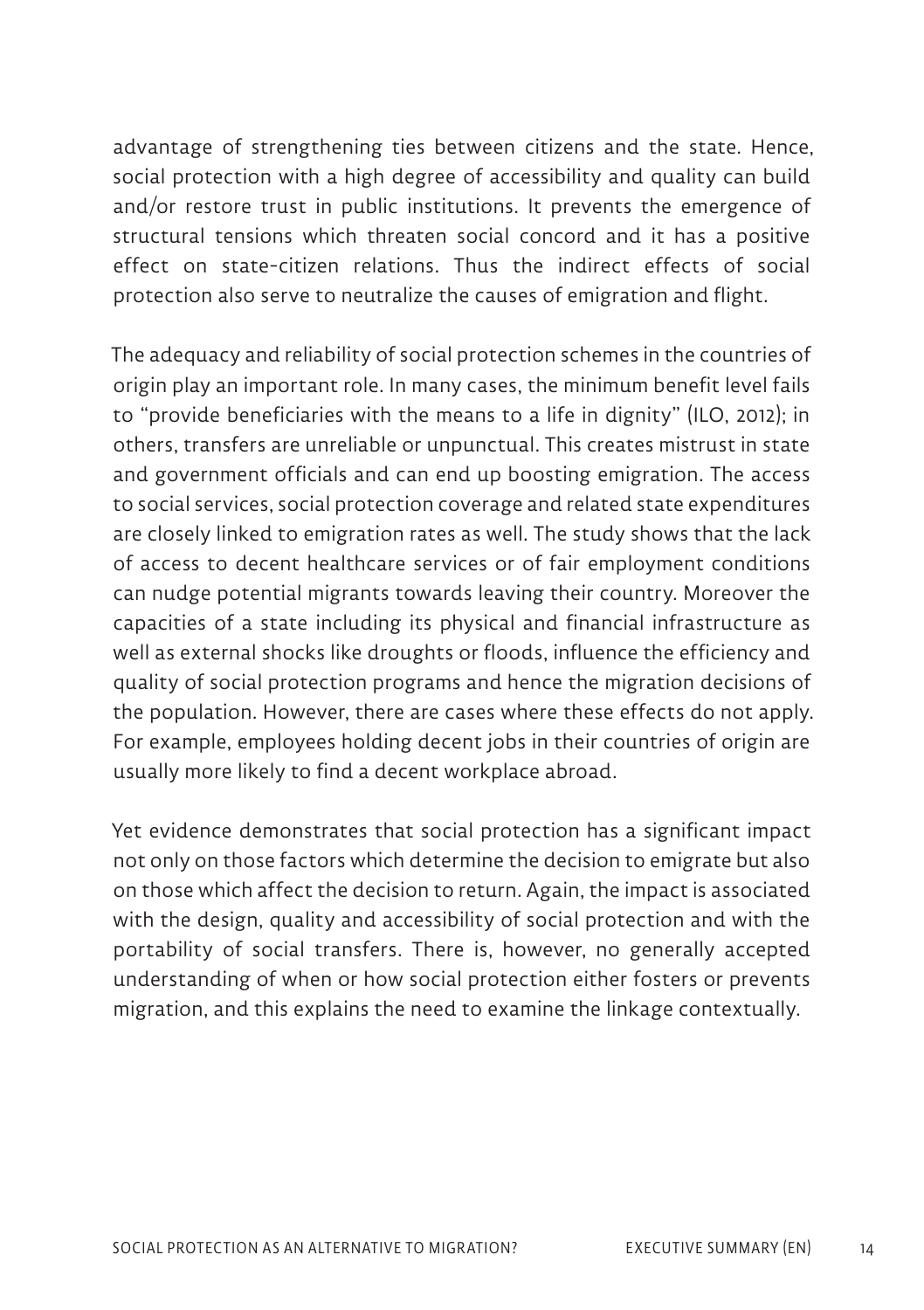advantage of strengthening ties between citizens and the state. Hence, social protection with a high degree of accessibility and quality can build and/or restore trust in public institutions. It prevents the emergence of structural tensions which threaten social concord and it has a positive effect on state-citizen relations. Thus the indirect effects of social protection also serve to neutralize the causes of emigration and flight.

The adequacy and reliability of social protection schemes in the countries of origin play an important role. In many cases, the minimum benefit level fails to "provide beneficiaries with the means to a life in dignity" (ILO, 2012); in others, transfers are unreliable or unpunctual. This creates mistrust in state and government officials and can end up boosting emigration. The access to social services, social protection coverage and related state expenditures are closely linked to emigration rates as well. The study shows that the lack of access to decent healthcare services or of fair employment conditions can nudge potential migrants towards leaving their country. Moreover the capacities of a state including its physical and financial infrastructure as well as external shocks like droughts or floods, influence the efficiency and quality of social protection programs and hence the migration decisions of the population. However, there are cases where these effects do not apply. For example, employees holding decent jobs in their countries of origin are usually more likely to find a decent workplace abroad.

Yet evidence demonstrates that social protection has a significant impact not only on those factors which determine the decision to emigrate but also on those which affect the decision to return. Again, the impact is associated with the design, quality and accessibility of social protection and with the portability of social transfers. There is, however, no generally accepted understanding of when or how social protection either fosters or prevents migration, and this explains the need to examine the linkage contextually.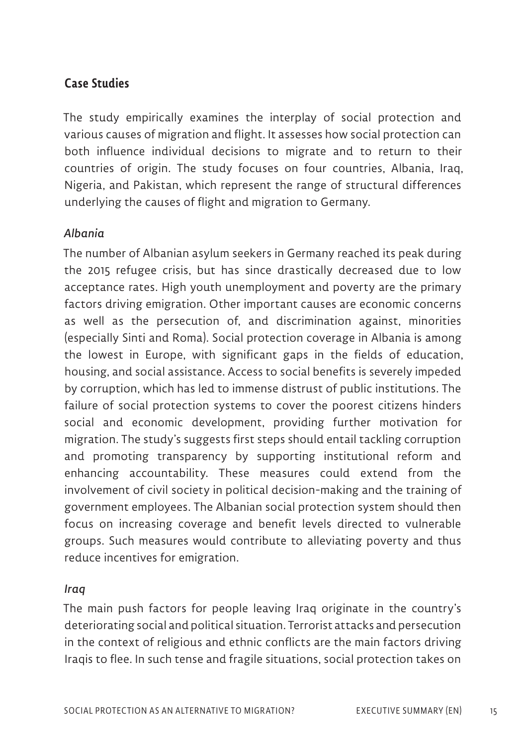## Case Studies

The study empirically examines the interplay of social protection and various causes of migration and flight. It assesses how social protection can both influence individual decisions to migrate and to return to their countries of origin. The study focuses on four countries, Albania, Iraq, Nigeria, and Pakistan, which represent the range of structural differences underlying the causes of flight and migration to Germany.

### *Albania*

The number of Albanian asylum seekers in Germany reached its peak during the 2015 refugee crisis, but has since drastically decreased due to low acceptance rates. High youth unemployment and poverty are the primary factors driving emigration. Other important causes are economic concerns as well as the persecution of, and discrimination against, minorities (especially Sinti and Roma). Social protection coverage in Albania is among the lowest in Europe, with significant gaps in the fields of education, housing, and social assistance. Access to social benefits is severely impeded by corruption, which has led to immense distrust of public institutions. The failure of social protection systems to cover the poorest citizens hinders social and economic development, providing further motivation for migration. The study's suggests first steps should entail tackling corruption and promoting transparency by supporting institutional reform and enhancing accountability. These measures could extend from the involvement of civil society in political decision-making and the training of government employees. The Albanian social protection system should then focus on increasing coverage and benefit levels directed to vulnerable groups. Such measures would contribute to alleviating poverty and thus reduce incentives for emigration.

### *Iraq*

The main push factors for people leaving Iraq originate in the country's deteriorating social and political situation. Terrorist attacks and persecution in the context of religious and ethnic conflicts are the main factors driving Iraqis to flee. In such tense and fragile situations, social protection takes on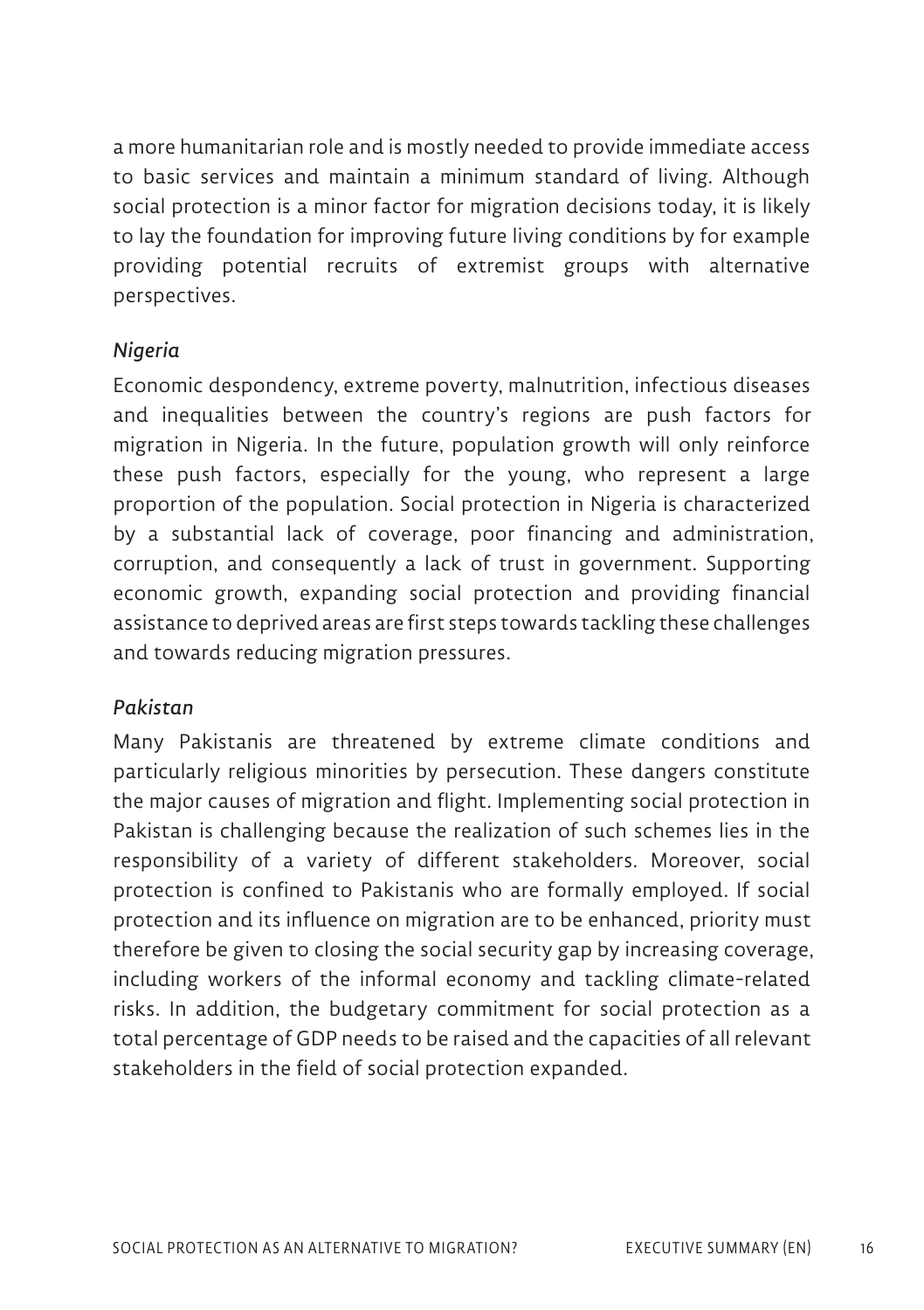a more humanitarian role and is mostly needed to provide immediate access to basic services and maintain a minimum standard of living. Although social protection is a minor factor for migration decisions today, it is likely to lay the foundation for improving future living conditions by for example providing potential recruits of extremist groups with alternative perspectives.

*Nigeria*

Economic despondency, extreme poverty, malnutrition, infectious diseases and inequalities between the country's regions are push factors for migration in Nigeria. In the future, population growth will only reinforce these push factors, especially for the young, who represent a large proportion of the population. Social protection in Nigeria is characterized by a substantial lack of coverage, poor financing and administration, corruption, and consequently a lack of trust in government. Supporting economic growth, expanding social protection and providing financial assistance to deprived areas are first steps towards tackling these challenges and towards reducing migration pressures.

*Pakistan*

Many Pakistanis are threatened by extreme climate conditions and particularly religious minorities by persecution. These dangers constitute the major causes of migration and flight. Implementing social protection in Pakistan is challenging because the realization of such schemes lies in the responsibility of a variety of different stakeholders. Moreover, social protection is confined to Pakistanis who are formally employed. If social protection and its influence on migration are to be enhanced, priority must therefore be given to closing the social security gap by increasing coverage, including workers of the informal economy and tackling climate-related risks. In addition, the budgetary commitment for social protection as a total percentage of GDP needs to be raised and the capacities of all relevant stakeholders in the field of social protection expanded.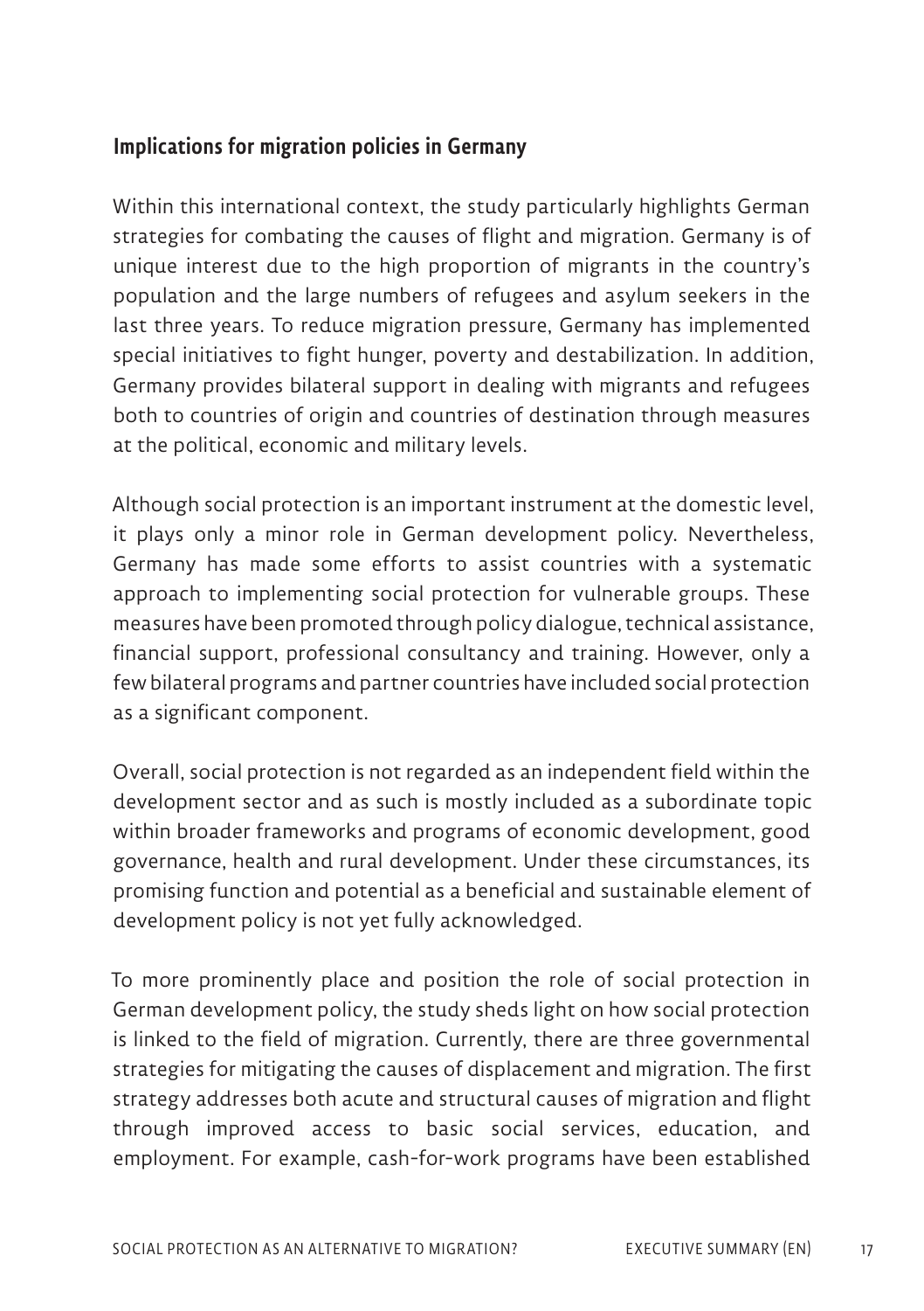## Implications for migration policies in Germany

Within this international context, the study particularly highlights German strategies for combating the causes of flight and migration. Germany is of unique interest due to the high proportion of migrants in the country's population and the large numbers of refugees and asylum seekers in the last three years. To reduce migration pressure, Germany has implemented special initiatives to fight hunger, poverty and destabilization. In addition, Germany provides bilateral support in dealing with migrants and refugees both to countries of origin and countries of destination through measures at the political, economic and military levels.

Although social protection is an important instrument at the domestic level, it plays only a minor role in German development policy. Nevertheless, Germany has made some efforts to assist countries with a systematic approach to implementing social protection for vulnerable groups. These measures have been promoted through policy dialogue, technical assistance, financial support, professional consultancy and training. However, only a few bilateral programs and partner countries have included social protection as a significant component.

Overall, social protection is not regarded as an independent field within the development sector and as such is mostly included as a subordinate topic within broader frameworks and programs of economic development, good governance, health and rural development. Under these circumstances, its promising function and potential as a beneficial and sustainable element of development policy is not yet fully acknowledged.

To more prominently place and position the role of social protection in German development policy, the study sheds light on how social protection is linked to the field of migration. Currently, there are three governmental strategies for mitigating the causes of displacement and migration. The first strategy addresses both acute and structural causes of migration and flight through improved access to basic social services, education, and employment. For example, cash-for-work programs have been established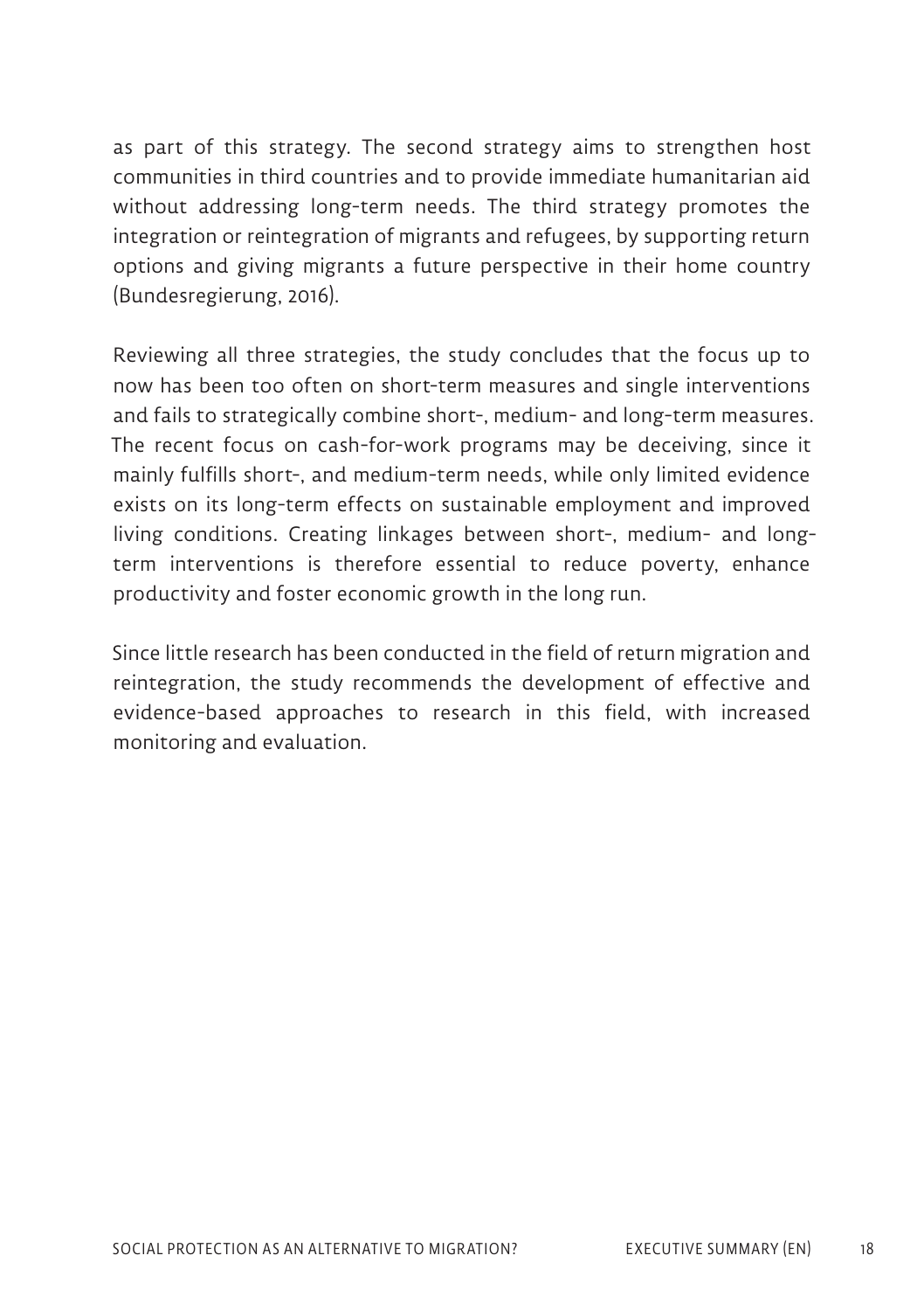as part of this strategy. The second strategy aims to strengthen host communities in third countries and to provide immediate humanitarian aid without addressing long-term needs. The third strategy promotes the integration or reintegration of migrants and refugees, by supporting return options and giving migrants a future perspective in their home country (Bundesregierung, 2016).

Reviewing all three strategies, the study concludes that the focus up to now has been too often on short-term measures and single interventions and fails to strategically combine short-, medium- and long-term measures. The recent focus on cash-for-work programs may be deceiving, since it mainly fulfills short-, and medium-term needs, while only limited evidence exists on its long-term effects on sustainable employment and improved living conditions. Creating linkages between short-, medium- and long-term interventions is therefore essential to reduce poverty, enhance productivity and foster economic growth in the long run.

Since little research has been conducted in the field of return migration and reintegration, the study recommends the development of effective and evidence-based approaches to research in this field, with increased monitoring and evaluation.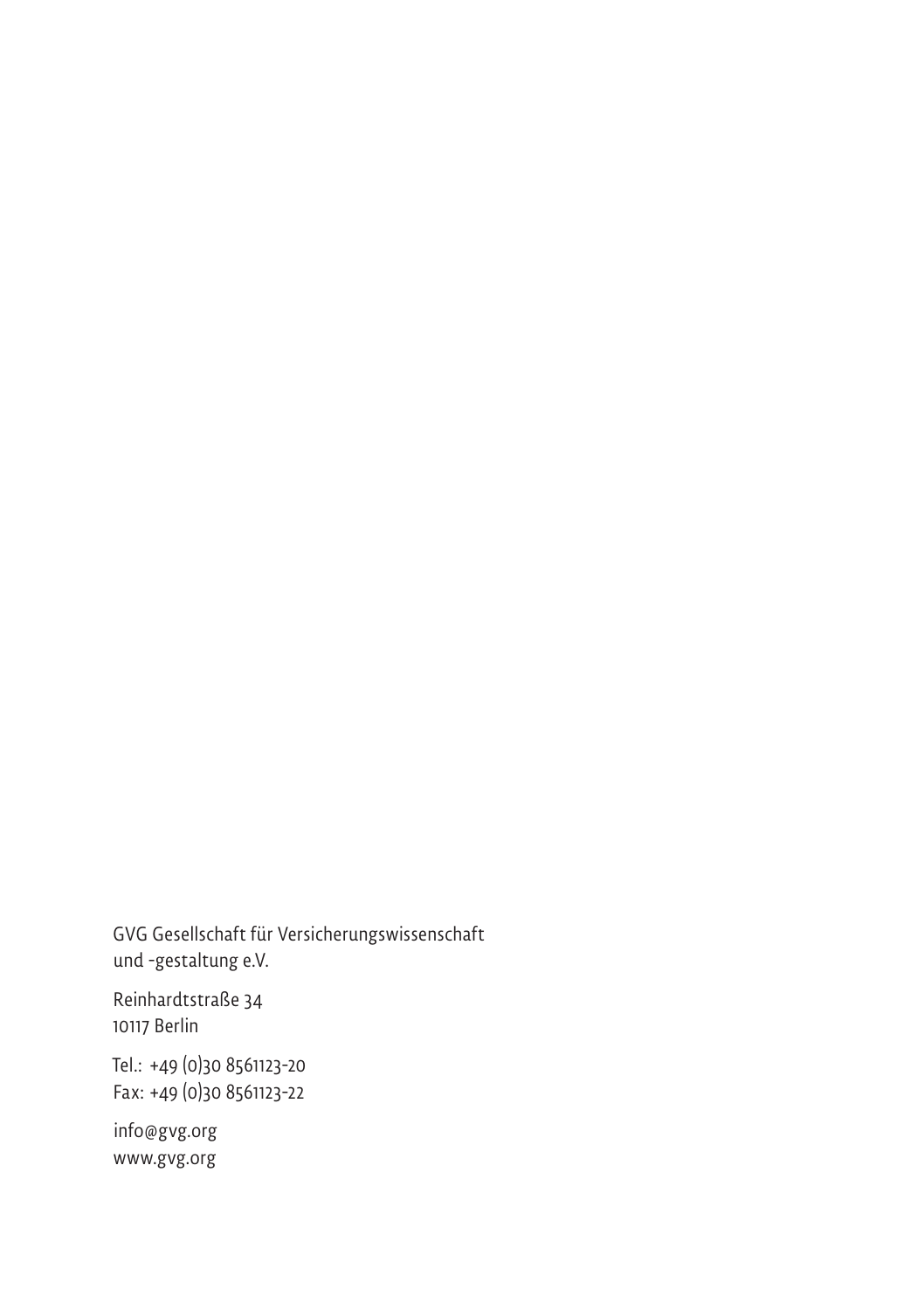GVG Gesellschaft für Versicherungswissenschaft
und -gestaltung e.V.

Reinhardtstraße 34
10117 Berlin

Tel.: +49 (0)30 8561123-20
Fax: +49 (0)30 8561123-22

info@gvg.org
www.gvg.org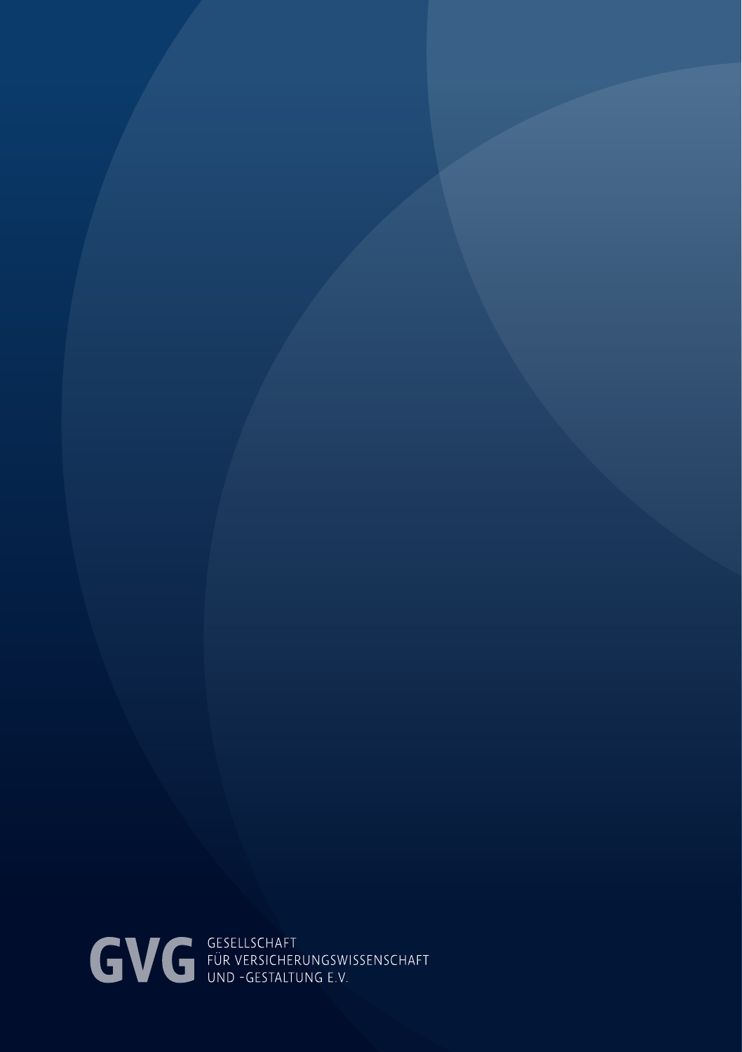GVG GESELLSCHAFT FÜR VERSICHERUNGSWISSENSCHAFT UND -GESTALTUNG E.V.